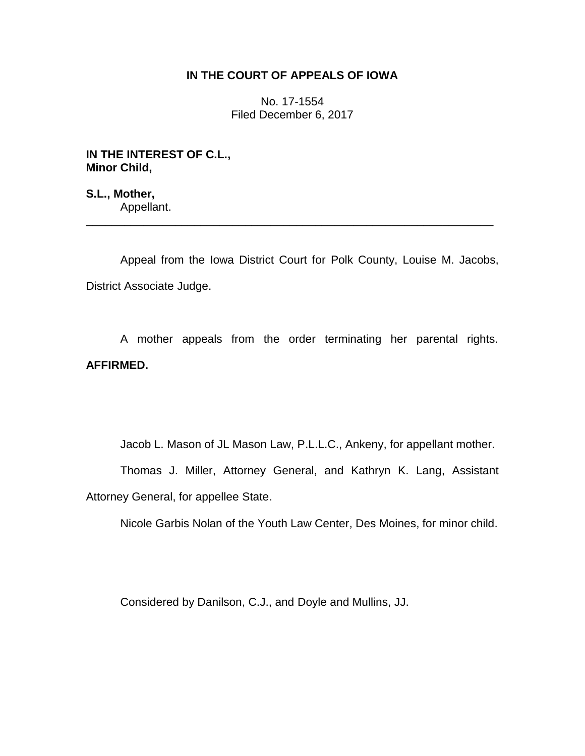# IN THE COURT OF APPEALS OF IOWA

No. 17-1554
Filed December 6, 2017

**IN THE INTEREST OF C.L.,**
**Minor Child,**

**S.L., Mother,**
Appellant.

---

Appeal from the Iowa District Court for Polk County, Louise M. Jacobs, District Associate Judge.

A mother appeals from the order terminating her parental rights. **AFFIRMED.**

Jacob L. Mason of JL Mason Law, P.L.L.C., Ankeny, for appellant mother.

Thomas J. Miller, Attorney General, and Kathryn K. Lang, Assistant Attorney General, for appellee State.

Nicole Garbis Nolan of the Youth Law Center, Des Moines, for minor child.

Considered by Danilson, C.J., and Doyle and Mullins, JJ.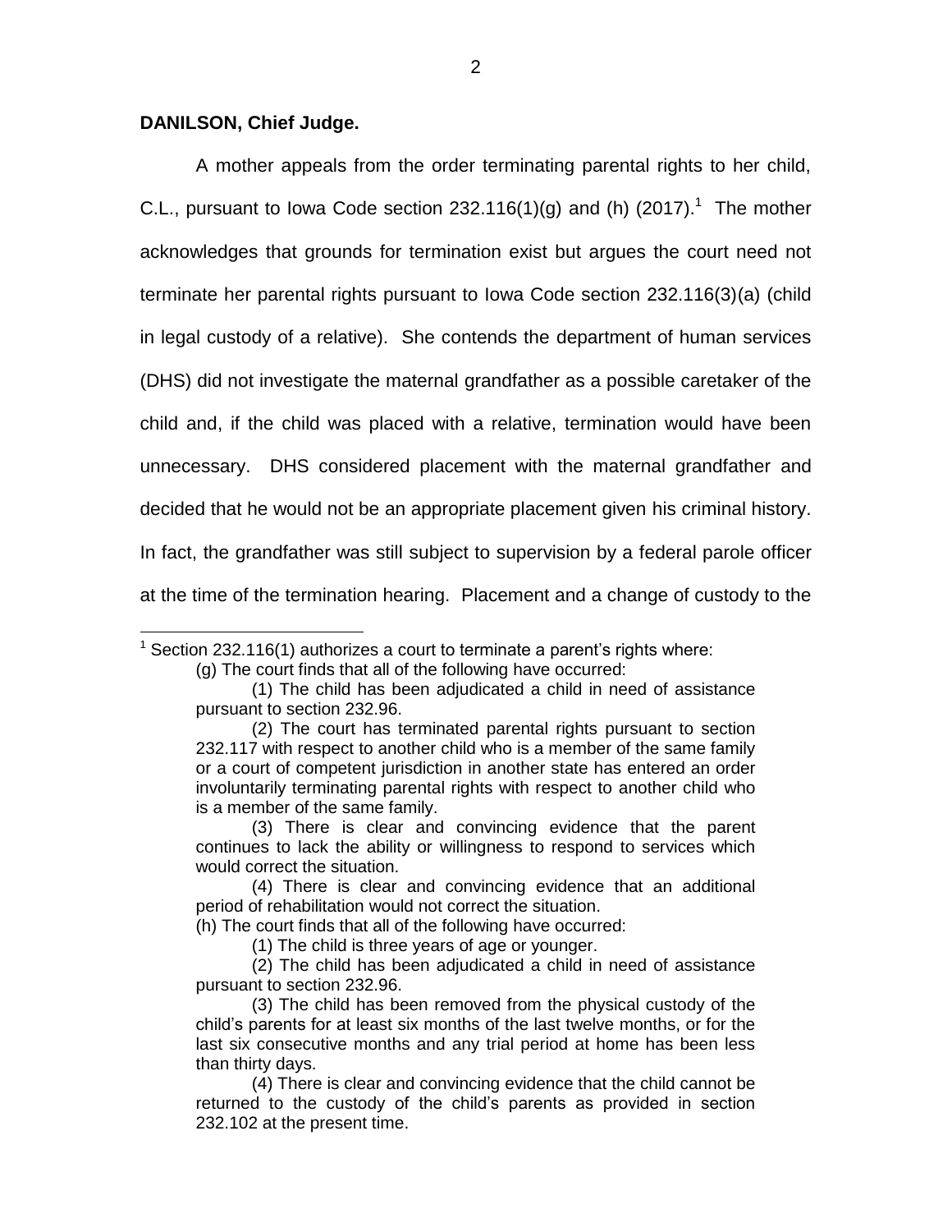**DANILSON, Chief Judge.**

A mother appeals from the order terminating parental rights to her child, C.L., pursuant to Iowa Code section 232.116(1)(g) and (h) (2017).[1] The mother acknowledges that grounds for termination exist but argues the court need not terminate her parental rights pursuant to Iowa Code section 232.116(3)(a) (child in legal custody of a relative). She contends the department of human services (DHS) did not investigate the maternal grandfather as a possible caretaker of the child and, if the child was placed with a relative, termination would have been unnecessary. DHS considered placement with the maternal grandfather and decided that he would not be an appropriate placement given his criminal history. In fact, the grandfather was still subject to supervision by a federal parole officer at the time of the termination hearing. Placement and a change of custody to the

---

[1] Section 232.116(1) authorizes a court to terminate a parent's rights where:

> (g) The court finds that all of the following have occurred:
>
> > (1) The child has been adjudicated a child in need of assistance pursuant to section 232.96.
> >
> > (2) The court has terminated parental rights pursuant to section 232.117 with respect to another child who is a member of the same family or a court of competent jurisdiction in another state has entered an order involuntarily terminating parental rights with respect to another child who is a member of the same family.
> >
> > (3) There is clear and convincing evidence that the parent continues to lack the ability or willingness to respond to services which would correct the situation.
> >
> > (4) There is clear and convincing evidence that an additional period of rehabilitation would not correct the situation.
>
> (h) The court finds that all of the following have occurred:
>
> > (1) The child is three years of age or younger.
> >
> > (2) The child has been adjudicated a child in need of assistance pursuant to section 232.96.
> >
> > (3) The child has been removed from the physical custody of the child's parents for at least six months of the last twelve months, or for the last six consecutive months and any trial period at home has been less than thirty days.
> >
> > (4) There is clear and convincing evidence that the child cannot be returned to the custody of the child's parents as provided in section 232.102 at the present time.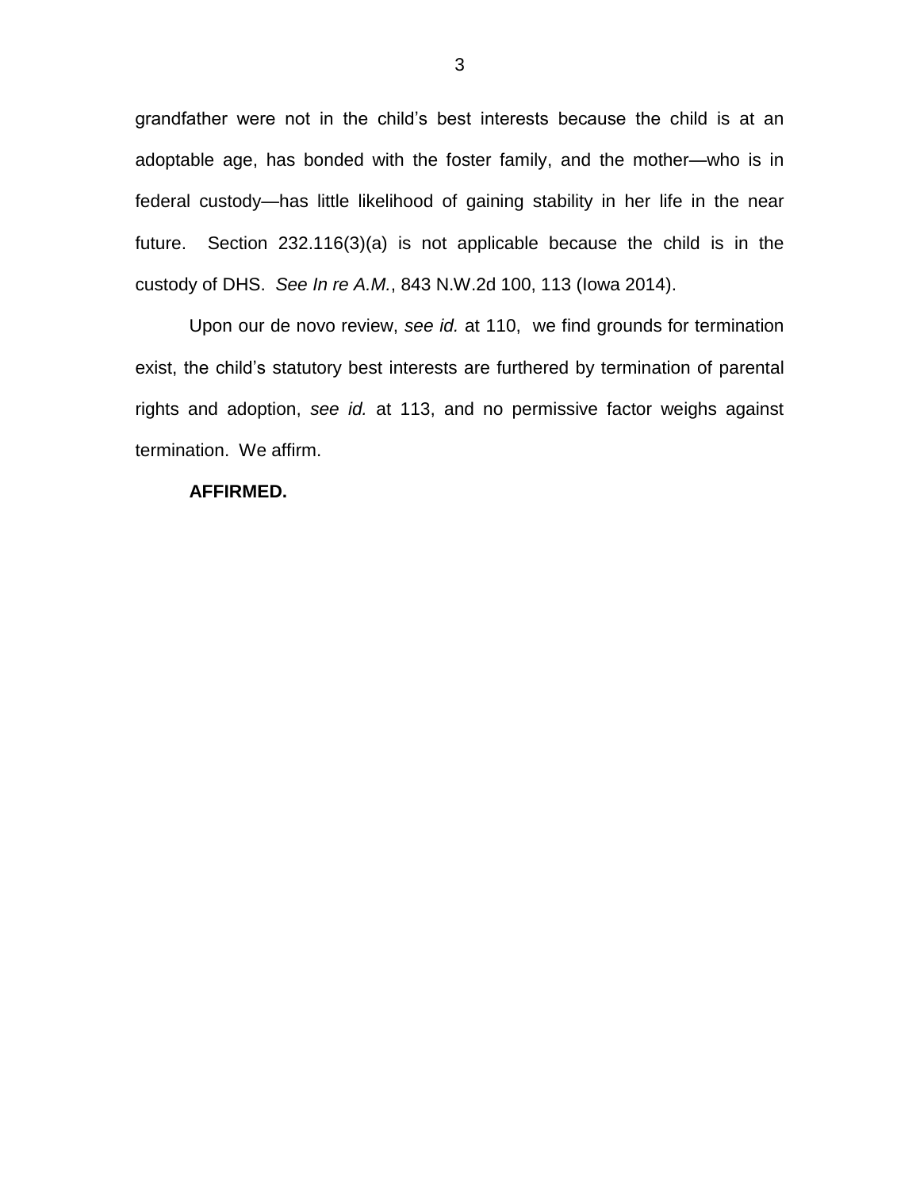grandfather were not in the child's best interests because the child is at an adoptable age, has bonded with the foster family, and the mother—who is in federal custody—has little likelihood of gaining stability in her life in the near future. Section 232.116(3)(a) is not applicable because the child is in the custody of DHS. *See In re A.M.*, 843 N.W.2d 100, 113 (Iowa 2014).

Upon our de novo review, *see id.* at 110, we find grounds for termination exist, the child's statutory best interests are furthered by termination of parental rights and adoption, *see id.* at 113, and no permissive factor weighs against termination. We affirm.

**AFFIRMED.**